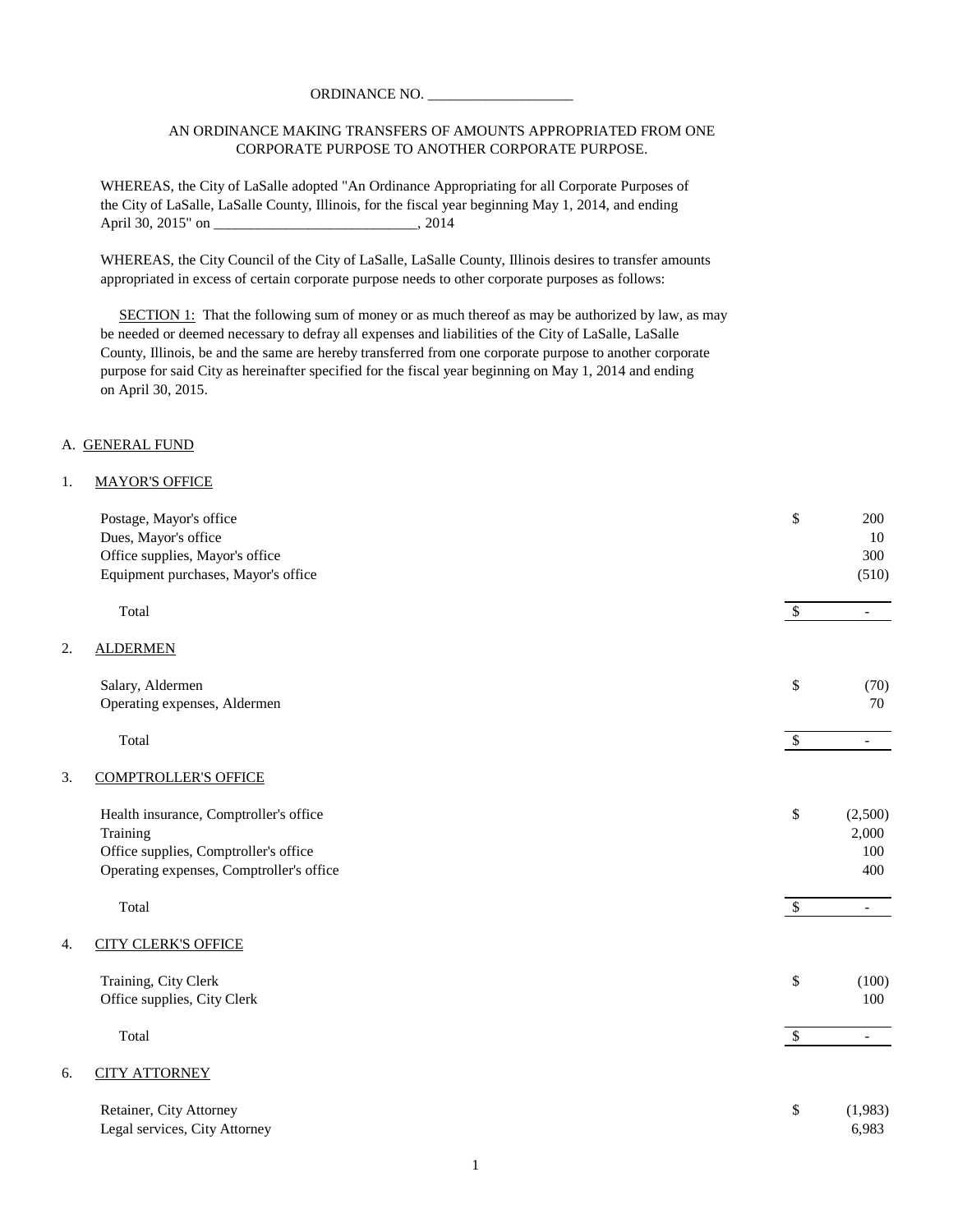ORDINANCE NO. ____________________

AN ORDINANCE MAKING TRANSFERS OF AMOUNTS APPROPRIATED FROM ONE CORPORATE PURPOSE TO ANOTHER CORPORATE PURPOSE.

WHEREAS, the City of LaSalle adopted "An Ordinance Appropriating for all Corporate Purposes of the City of LaSalle, LaSalle County, Illinois, for the fiscal year beginning May 1, 2014, and ending April 30, 2015" on ____________________________, 2014

WHEREAS, the City Council of the City of LaSalle, LaSalle County, Illinois desires to transfer amounts appropriated in excess of certain corporate purpose needs to other corporate purposes as follows:

SECTION 1: That the following sum of money or as much thereof as may be authorized by law, as may be needed or deemed necessary to defray all expenses and liabilities of the City of LaSalle, LaSalle County, Illinois, be and the same are hereby transferred from one corporate purpose to another corporate purpose for said City as hereinafter specified for the fiscal year beginning on May 1, 2014 and ending on April 30, 2015.

A. GENERAL FUND

1. MAYOR'S OFFICE

| | | |
|---|---|---|
| Postage, Mayor's office | $ | 200 |
| Dues, Mayor's office | | 10 |
| Office supplies, Mayor's office | | 300 |
| Equipment purchases, Mayor's office | | (510) |
| Total | $ | - |

2. ALDERMEN

| | | |
|---|---|---|
| Salary, Aldermen | $ | (70) |
| Operating expenses, Aldermen | | 70 |
| Total | $ | - |

3. COMPTROLLER'S OFFICE

| | | |
|---|---|---|
| Health insurance, Comptroller's office | $ | (2,500) |
| Training | | 2,000 |
| Office supplies, Comptroller's office | | 100 |
| Operating expenses, Comptroller's office | | 400 |
| Total | $ | - |

4. CITY CLERK'S OFFICE

| | | |
|---|---|---|
| Training, City Clerk | $ | (100) |
| Office supplies, City Clerk | | 100 |
| Total | $ | - |

6. CITY ATTORNEY

| | | |
|---|---|---|
| Retainer, City Attorney | $ | (1,983) |
| Legal services, City Attorney | | 6,983 |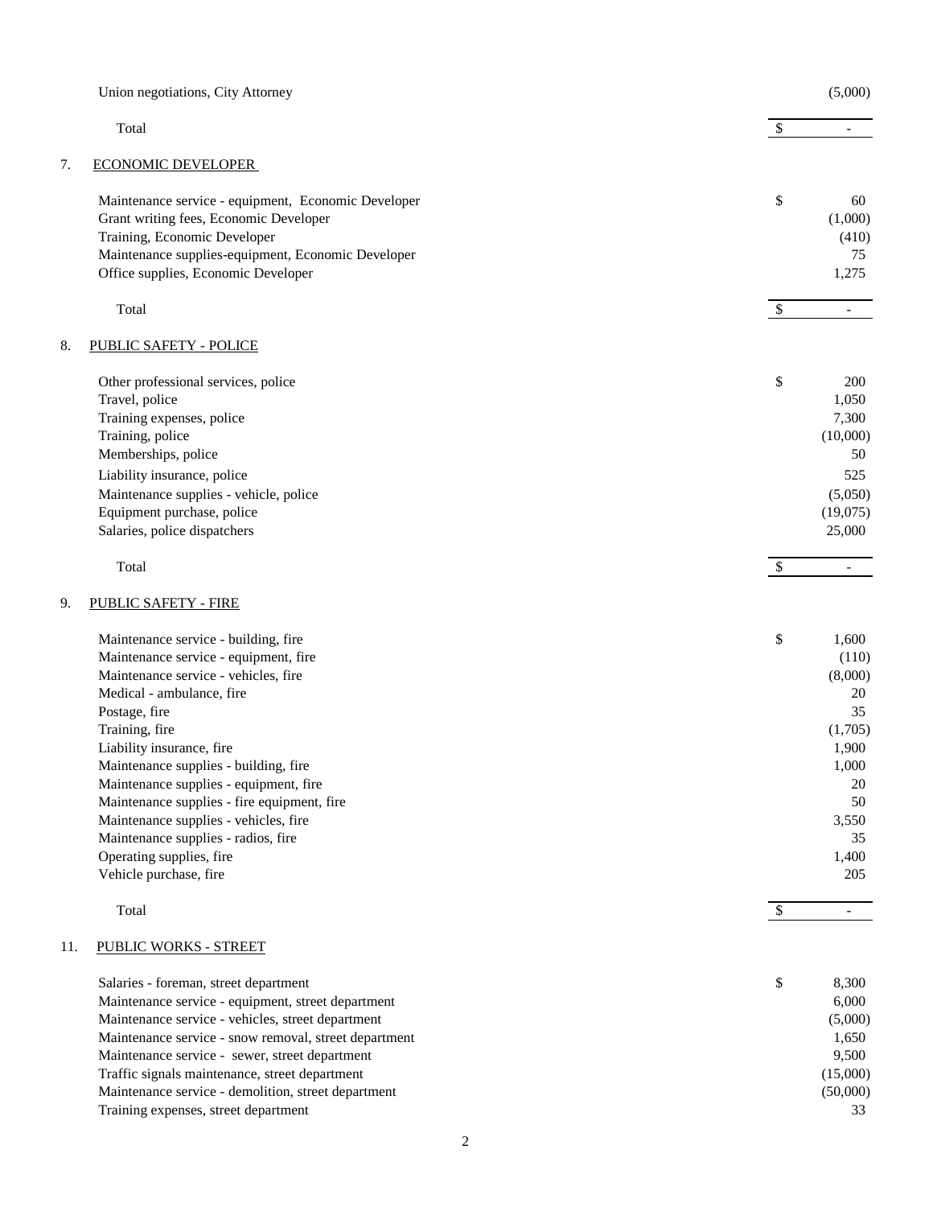| | |
|---|---|
| Union negotiations, City Attorney | (5,000) |
| Total | $ - |

7. ECONOMIC DEVELOPER

| | |
|---|---|
| Maintenance service - equipment, Economic Developer | $ 60 |
| Grant writing fees, Economic Developer | (1,000) |
| Training, Economic Developer | (410) |
| Maintenance supplies-equipment, Economic Developer | 75 |
| Office supplies, Economic Developer | 1,275 |
| Total | $ - |

8. PUBLIC SAFETY - POLICE

| | |
|---|---|
| Other professional services, police | $ 200 |
| Travel, police | 1,050 |
| Training expenses, police | 7,300 |
| Training, police | (10,000) |
| Memberships, police | 50 |
| Liability insurance, police | 525 |
| Maintenance supplies - vehicle, police | (5,050) |
| Equipment purchase, police | (19,075) |
| Salaries, police dispatchers | 25,000 |
| Total | $ - |

9. PUBLIC SAFETY - FIRE

| | |
|---|---|
| Maintenance service - building, fire | $ 1,600 |
| Maintenance service - equipment, fire | (110) |
| Maintenance service - vehicles, fire | (8,000) |
| Medical - ambulance, fire | 20 |
| Postage, fire | 35 |
| Training, fire | (1,705) |
| Liability insurance, fire | 1,900 |
| Maintenance supplies - building, fire | 1,000 |
| Maintenance supplies - equipment, fire | 20 |
| Maintenance supplies - fire equipment, fire | 50 |
| Maintenance supplies - vehicles, fire | 3,550 |
| Maintenance supplies - radios, fire | 35 |
| Operating supplies, fire | 1,400 |
| Vehicle purchase, fire | 205 |
| Total | $ - |

11. PUBLIC WORKS - STREET

| | |
|---|---|
| Salaries - foreman, street department | $ 8,300 |
| Maintenance service - equipment, street department | 6,000 |
| Maintenance service - vehicles, street department | (5,000) |
| Maintenance service - snow removal, street department | 1,650 |
| Maintenance service - sewer, street department | 9,500 |
| Traffic signals maintenance, street department | (15,000) |
| Maintenance service - demolition, street department | (50,000) |
| Training expenses, street department | 33 |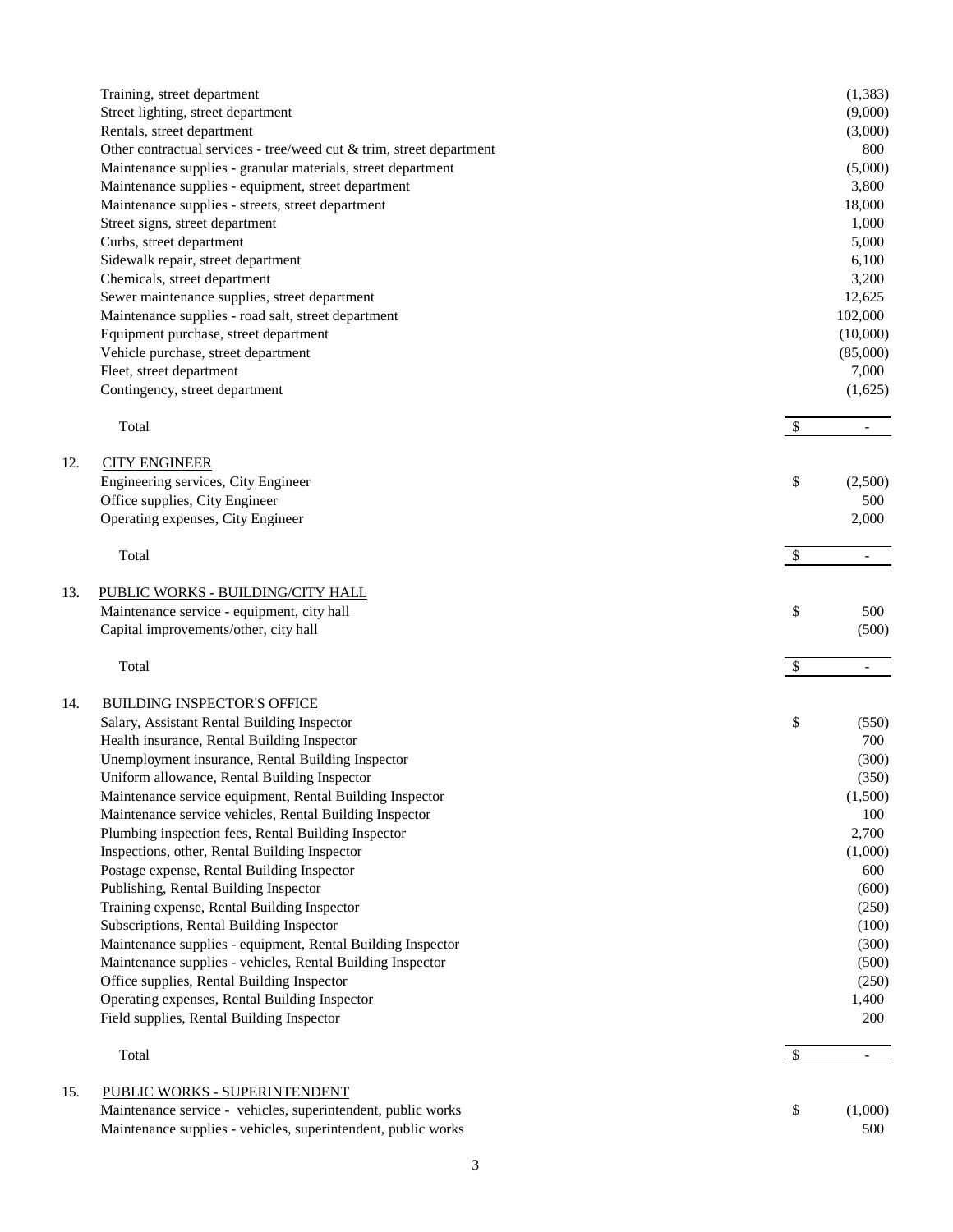| | | |
|---|---|---|
| Training, street department | | (1,383) |
| Street lighting, street department | | (9,000) |
| Rentals, street department | | (3,000) |
| Other contractual services - tree/weed cut & trim, street department | | 800 |
| Maintenance supplies - granular materials, street department | | (5,000) |
| Maintenance supplies - equipment, street department | | 3,800 |
| Maintenance supplies - streets, street department | | 18,000 |
| Street signs, street department | | 1,000 |
| Curbs, street department | | 5,000 |
| Sidewalk repair, street department | | 6,100 |
| Chemicals, street department | | 3,200 |
| Sewer maintenance supplies, street department | | 12,625 |
| Maintenance supplies - road salt, street department | | 102,000 |
| Equipment purchase, street department | | (10,000) |
| Vehicle purchase, street department | | (85,000) |
| Fleet, street department | | 7,000 |
| Contingency, street department | | (1,625) |
| Total | $ | - |

12. CITY ENGINEER

| | | |
|---|---|---|
| Engineering services, City Engineer | $ | (2,500) |
| Office supplies, City Engineer | | 500 |
| Operating expenses, City Engineer | | 2,000 |
| Total | $ | - |

13. PUBLIC WORKS - BUILDING/CITY HALL

| | | |
|---|---|---|
| Maintenance service - equipment, city hall | $ | 500 |
| Capital improvements/other, city hall | | (500) |
| Total | $ | - |

14. BUILDING INSPECTOR'S OFFICE

| | | |
|---|---|---|
| Salary, Assistant Rental Building Inspector | $ | (550) |
| Health insurance, Rental Building Inspector | | 700 |
| Unemployment insurance, Rental Building Inspector | | (300) |
| Uniform allowance, Rental Building Inspector | | (350) |
| Maintenance service equipment, Rental Building Inspector | | (1,500) |
| Maintenance service vehicles, Rental Building Inspector | | 100 |
| Plumbing inspection fees, Rental Building Inspector | | 2,700 |
| Inspections, other, Rental Building Inspector | | (1,000) |
| Postage expense, Rental Building Inspector | | 600 |
| Publishing, Rental Building Inspector | | (600) |
| Training expense, Rental Building Inspector | | (250) |
| Subscriptions, Rental Building Inspector | | (100) |
| Maintenance supplies - equipment, Rental Building Inspector | | (300) |
| Maintenance supplies - vehicles, Rental Building Inspector | | (500) |
| Office supplies, Rental Building Inspector | | (250) |
| Operating expenses, Rental Building Inspector | | 1,400 |
| Field supplies, Rental Building Inspector | | 200 |
| Total | $ | - |

15. PUBLIC WORKS - SUPERINTENDENT

| | | |
|---|---|---|
| Maintenance service - vehicles, superintendent, public works | $ | (1,000) |
| Maintenance supplies - vehicles, superintendent, public works | | 500 |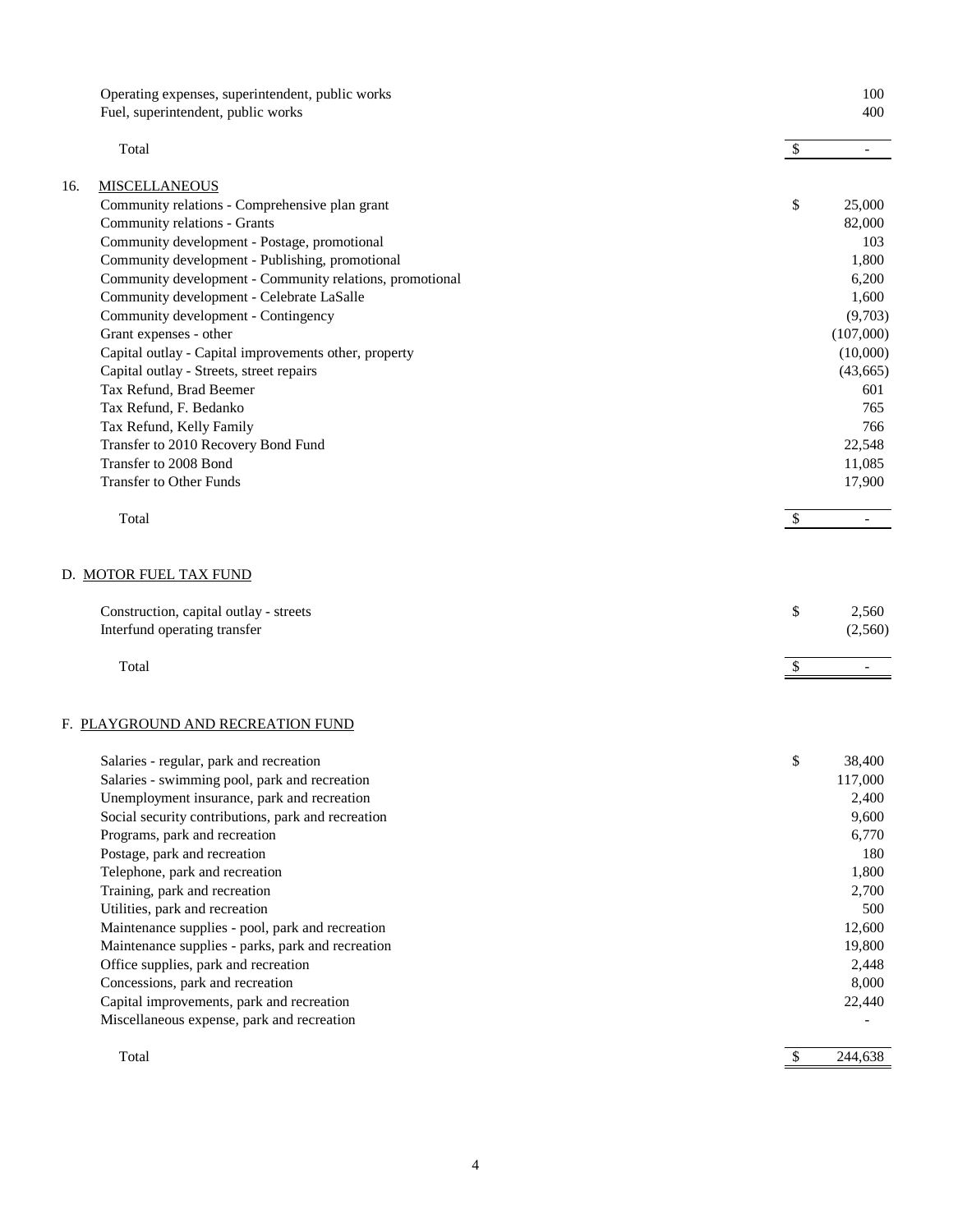| | | |
|---|---|---|
| Operating expenses, superintendent, public works | | 100 |
| Fuel, superintendent, public works | | 400 |
| Total | $ | - |

16. MISCELLANEOUS

| | | |
|---|---|---|
| Community relations - Comprehensive plan grant | $ | 25,000 |
| Community relations - Grants | | 82,000 |
| Community development - Postage, promotional | | 103 |
| Community development - Publishing, promotional | | 1,800 |
| Community development - Community relations, promotional | | 6,200 |
| Community development - Celebrate LaSalle | | 1,600 |
| Community development - Contingency | | (9,703) |
| Grant expenses - other | | (107,000) |
| Capital outlay - Capital improvements other, property | | (10,000) |
| Capital outlay - Streets, street repairs | | (43,665) |
| Tax Refund, Brad Beemer | | 601 |
| Tax Refund, F. Bedanko | | 765 |
| Tax Refund, Kelly Family | | 766 |
| Transfer to 2010 Recovery Bond Fund | | 22,548 |
| Transfer to 2008 Bond | | 11,085 |
| Transfer to Other Funds | | 17,900 |
| Total | $ | - |

D. MOTOR FUEL TAX FUND

| | | |
|---|---|---|
| Construction, capital outlay - streets | $ | 2,560 |
| Interfund operating transfer | | (2,560) |
| Total | $ | - |

F. PLAYGROUND AND RECREATION FUND

| | | |
|---|---|---|
| Salaries - regular, park and recreation | $ | 38,400 |
| Salaries - swimming pool, park and recreation | | 117,000 |
| Unemployment insurance, park and recreation | | 2,400 |
| Social security contributions, park and recreation | | 9,600 |
| Programs, park and recreation | | 6,770 |
| Postage, park and recreation | | 180 |
| Telephone, park and recreation | | 1,800 |
| Training, park and recreation | | 2,700 |
| Utilities, park and recreation | | 500 |
| Maintenance supplies - pool, park and recreation | | 12,600 |
| Maintenance supplies - parks, park and recreation | | 19,800 |
| Office supplies, park and recreation | | 2,448 |
| Concessions, park and recreation | | 8,000 |
| Capital improvements, park and recreation | | 22,440 |
| Miscellaneous expense, park and recreation | | - |
| Total | $ | 244,638 |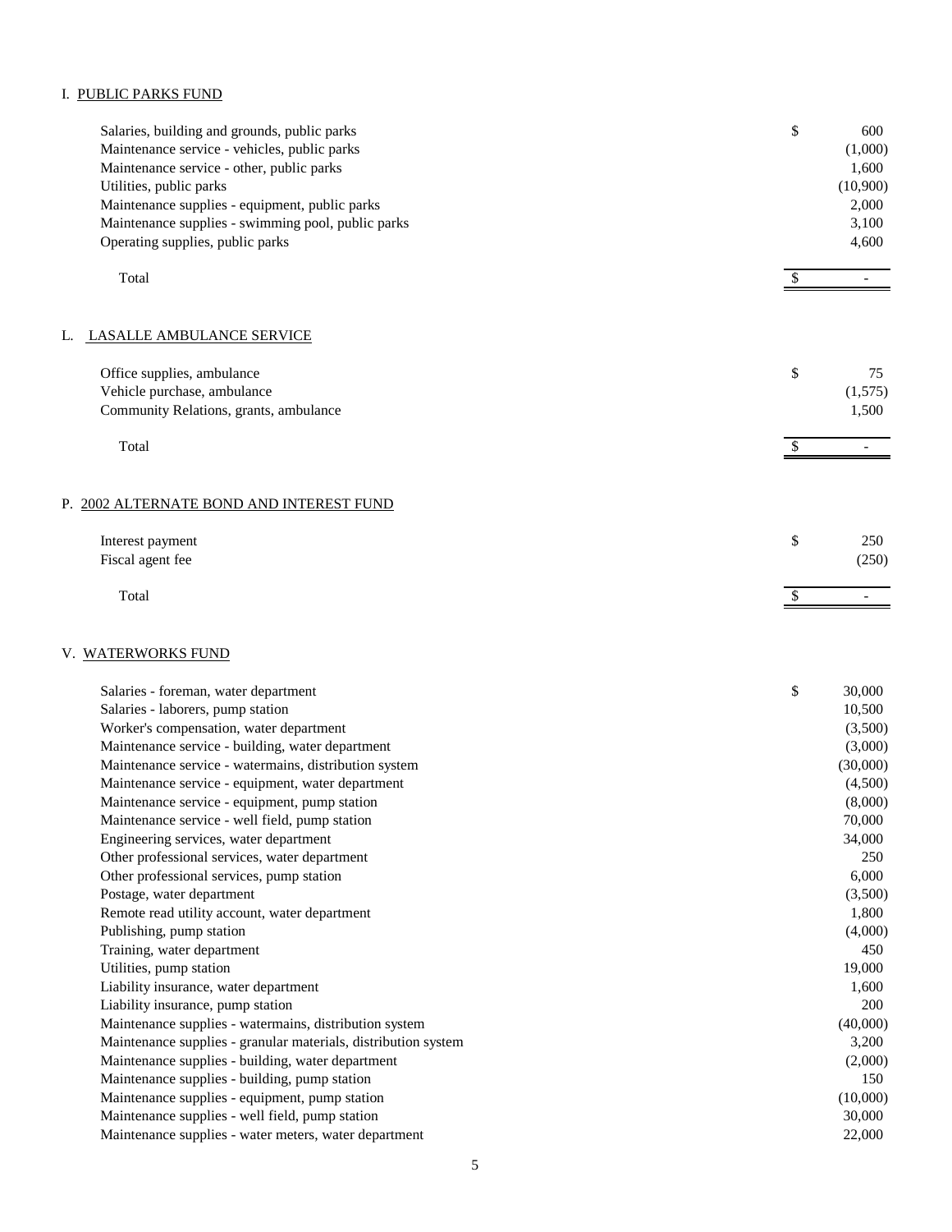## I. PUBLIC PARKS FUND

| | | |
|---|---|---|
| Salaries, building and grounds, public parks | $ | 600 |
| Maintenance service - vehicles, public parks | | (1,000) |
| Maintenance service - other, public parks | | 1,600 |
| Utilities, public parks | | (10,900) |
| Maintenance supplies - equipment, public parks | | 2,000 |
| Maintenance supplies - swimming pool, public parks | | 3,100 |
| Operating supplies, public parks | | 4,600 |
| Total | $ | - |

## L. LASALLE AMBULANCE SERVICE

| | | |
|---|---|---|
| Office supplies, ambulance | $ | 75 |
| Vehicle purchase, ambulance | | (1,575) |
| Community Relations, grants, ambulance | | 1,500 |
| Total | $ | - |

## P. 2002 ALTERNATE BOND AND INTEREST FUND

| | | |
|---|---|---|
| Interest payment | $ | 250 |
| Fiscal agent fee | | (250) |
| Total | $ | - |

## V. WATERWORKS FUND

| | | |
|---|---|---|
| Salaries - foreman, water department | $ | 30,000 |
| Salaries - laborers, pump station | | 10,500 |
| Worker's compensation, water department | | (3,500) |
| Maintenance service - building, water department | | (3,000) |
| Maintenance service - watermains, distribution system | | (30,000) |
| Maintenance service - equipment, water department | | (4,500) |
| Maintenance service - equipment, pump station | | (8,000) |
| Maintenance service - well field, pump station | | 70,000 |
| Engineering services, water department | | 34,000 |
| Other professional services, water department | | 250 |
| Other professional services, pump station | | 6,000 |
| Postage, water department | | (3,500) |
| Remote read utility account, water department | | 1,800 |
| Publishing, pump station | | (4,000) |
| Training, water department | | 450 |
| Utilities, pump station | | 19,000 |
| Liability insurance, water department | | 1,600 |
| Liability insurance, pump station | | 200 |
| Maintenance supplies - watermains, distribution system | | (40,000) |
| Maintenance supplies - granular materials, distribution system | | 3,200 |
| Maintenance supplies - building, water department | | (2,000) |
| Maintenance supplies - building, pump station | | 150 |
| Maintenance supplies - equipment, pump station | | (10,000) |
| Maintenance supplies - well field, pump station | | 30,000 |
| Maintenance supplies - water meters, water department | | 22,000 |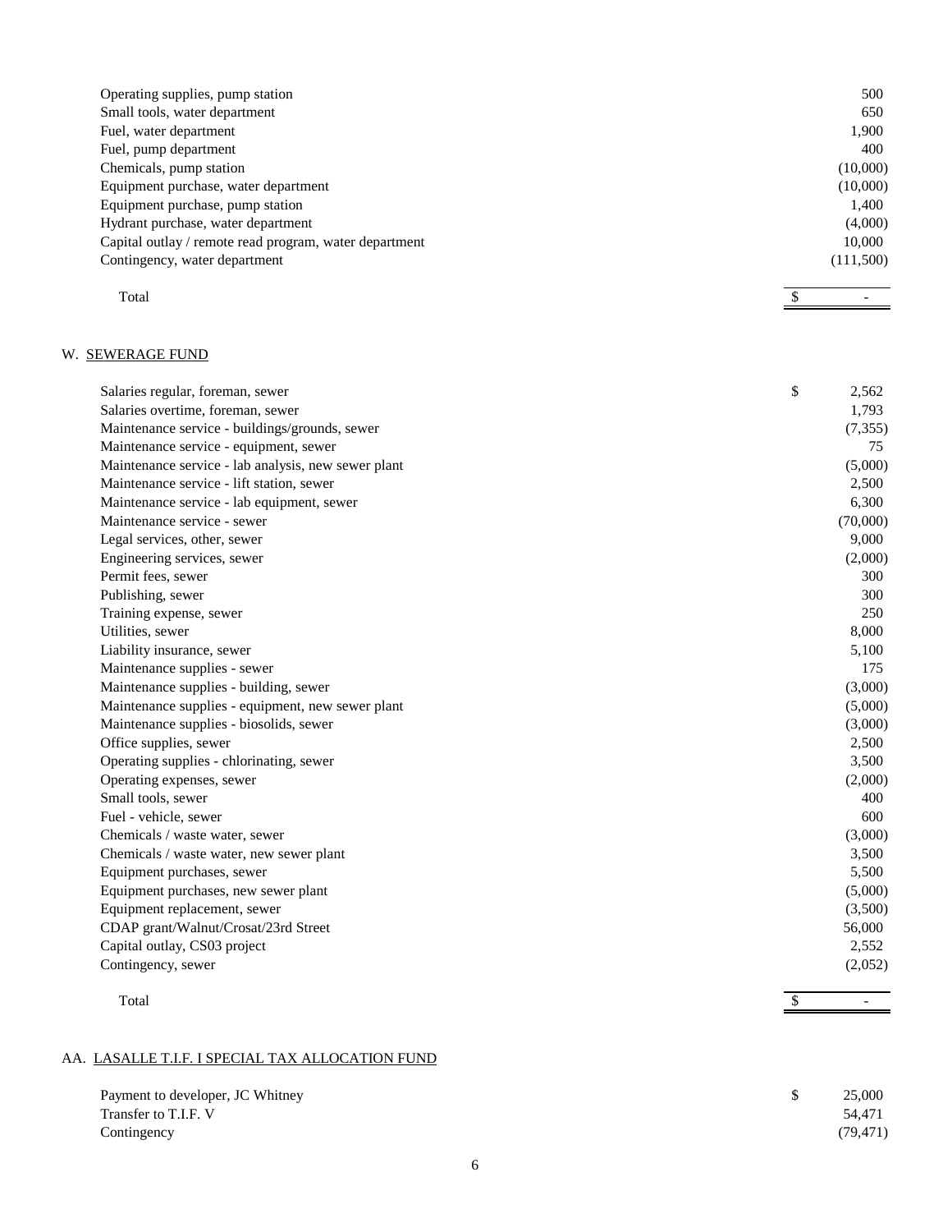| | |
|---|---|
| Operating supplies, pump station | 500 |
| Small tools, water department | 650 |
| Fuel, water department | 1,900 |
| Fuel, pump department | 400 |
| Chemicals, pump station | (10,000) |
| Equipment purchase, water department | (10,000) |
| Equipment purchase, pump station | 1,400 |
| Hydrant purchase, water department | (4,000) |
| Capital outlay / remote read program, water department | 10,000 |
| Contingency, water department | (111,500) |
| Total | $ - |

W. SEWERAGE FUND

| | |
|---|---|
| Salaries regular, foreman, sewer | $ 2,562 |
| Salaries overtime, foreman, sewer | 1,793 |
| Maintenance service - buildings/grounds, sewer | (7,355) |
| Maintenance service - equipment, sewer | 75 |
| Maintenance service - lab analysis, new sewer plant | (5,000) |
| Maintenance service - lift station, sewer | 2,500 |
| Maintenance service - lab equipment, sewer | 6,300 |
| Maintenance service - sewer | (70,000) |
| Legal services, other, sewer | 9,000 |
| Engineering services, sewer | (2,000) |
| Permit fees, sewer | 300 |
| Publishing, sewer | 300 |
| Training expense, sewer | 250 |
| Utilities, sewer | 8,000 |
| Liability insurance, sewer | 5,100 |
| Maintenance supplies - sewer | 175 |
| Maintenance supplies - building, sewer | (3,000) |
| Maintenance supplies - equipment, new sewer plant | (5,000) |
| Maintenance supplies - biosolids, sewer | (3,000) |
| Office supplies, sewer | 2,500 |
| Operating supplies - chlorinating, sewer | 3,500 |
| Operating expenses, sewer | (2,000) |
| Small tools, sewer | 400 |
| Fuel - vehicle, sewer | 600 |
| Chemicals / waste water, sewer | (3,000) |
| Chemicals / waste water, new sewer plant | 3,500 |
| Equipment purchases, sewer | 5,500 |
| Equipment purchases, new sewer plant | (5,000) |
| Equipment replacement, sewer | (3,500) |
| CDAP grant/Walnut/Crosat/23rd Street | 56,000 |
| Capital outlay, CS03 project | 2,552 |
| Contingency, sewer | (2,052) |
| Total | $ - |

AA. LASALLE T.I.F. I SPECIAL TAX ALLOCATION FUND

| | |
|---|---|
| Payment to developer, JC Whitney | $ 25,000 |
| Transfer to T.I.F. V | 54,471 |
| Contingency | (79,471) |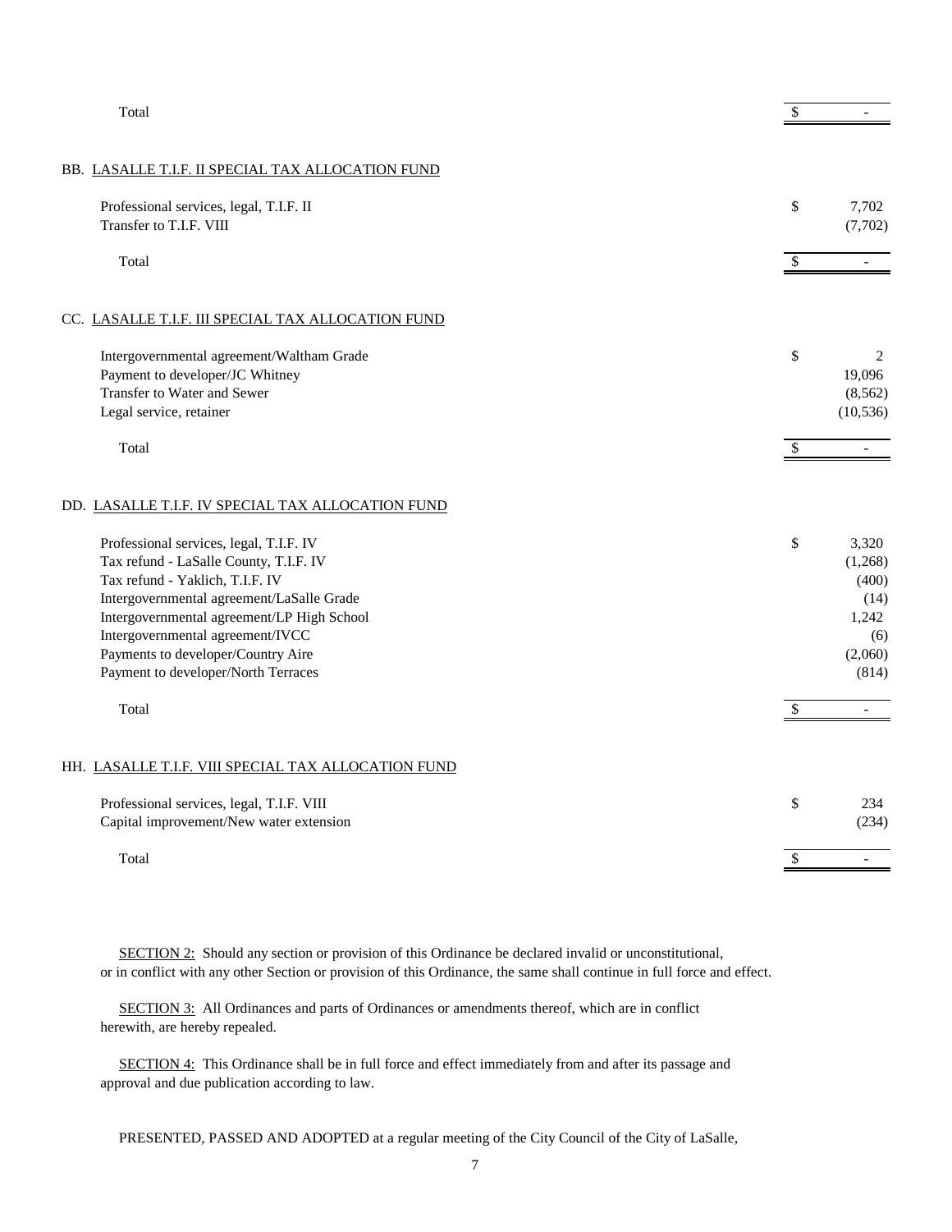| | |
|---|---|
| Total | $ - |

BB. LASALLE T.I.F. II SPECIAL TAX ALLOCATION FUND

| | |
|---|---|
| Professional services, legal, T.I.F. II | $ 7,702 |
| Transfer to T.I.F. VIII | (7,702) |
| Total | $ - |

CC. LASALLE T.I.F. III SPECIAL TAX ALLOCATION FUND

| | |
|---|---|
| Intergovernmental agreement/Waltham Grade | $ 2 |
| Payment to developer/JC Whitney | 19,096 |
| Transfer to Water and Sewer | (8,562) |
| Legal service, retainer | (10,536) |
| Total | $ - |

DD. LASALLE T.I.F. IV SPECIAL TAX ALLOCATION FUND

| | |
|---|---|
| Professional services, legal, T.I.F. IV | $ 3,320 |
| Tax refund - LaSalle County, T.I.F. IV | (1,268) |
| Tax refund - Yaklich, T.I.F. IV | (400) |
| Intergovernmental agreement/LaSalle Grade | (14) |
| Intergovernmental agreement/LP High School | 1,242 |
| Intergovernmental agreement/IVCC | (6) |
| Payments to developer/Country Aire | (2,060) |
| Payment to developer/North Terraces | (814) |
| Total | $ - |

HH. LASALLE T.I.F. VIII SPECIAL TAX ALLOCATION FUND

| | |
|---|---|
| Professional services, legal, T.I.F. VIII | $ 234 |
| Capital improvement/New water extension | (234) |
| Total | $ - |

SECTION 2: Should any section or provision of this Ordinance be declared invalid or unconstitutional, or in conflict with any other Section or provision of this Ordinance, the same shall continue in full force and effect.

SECTION 3: All Ordinances and parts of Ordinances or amendments thereof, which are in conflict herewith, are hereby repealed.

SECTION 4: This Ordinance shall be in full force and effect immediately from and after its passage and approval and due publication according to law.

PRESENTED, PASSED AND ADOPTED at a regular meeting of the City Council of the City of LaSalle,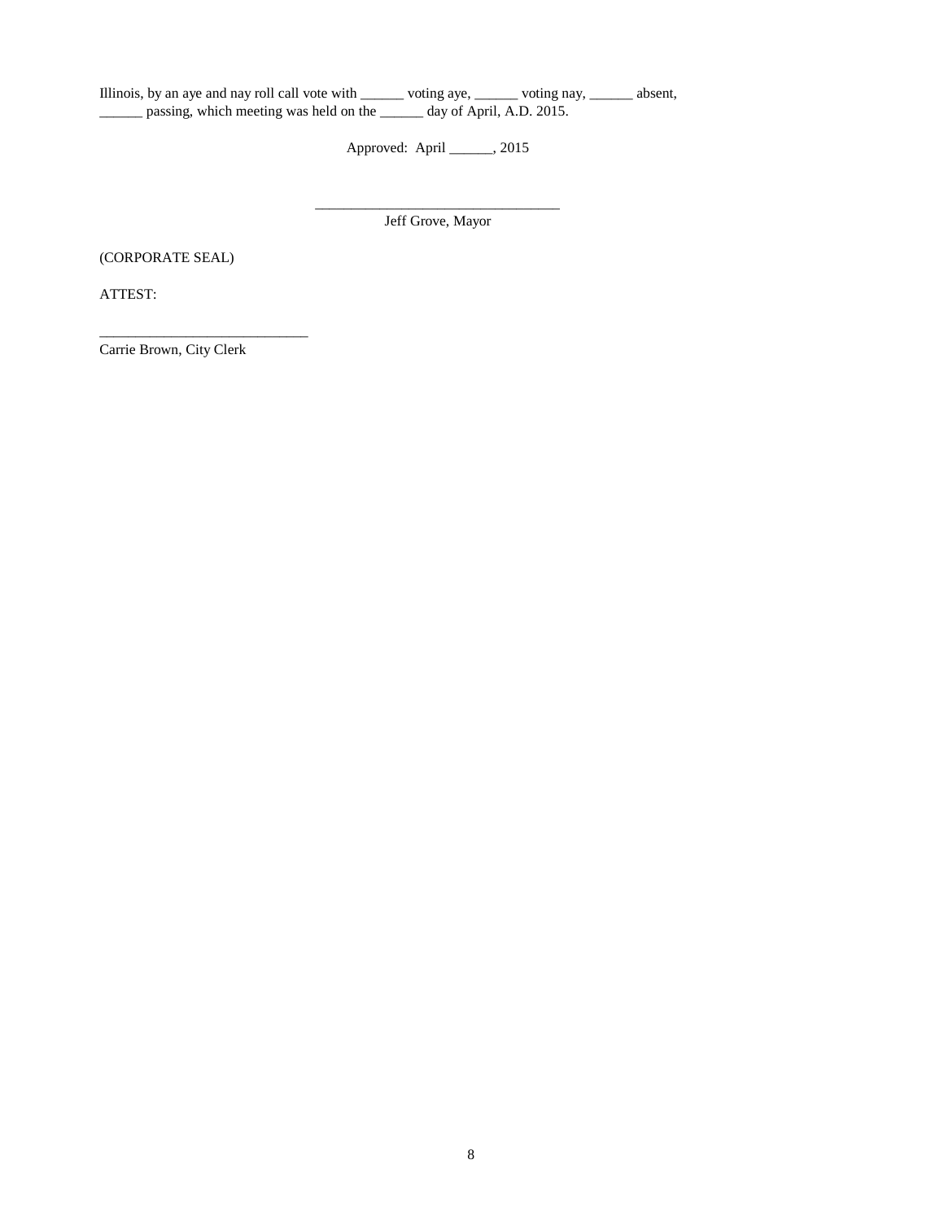Illinois, by an aye and nay roll call vote with ______ voting aye, ______ voting nay, ______ absent, ______ passing, which meeting was held on the ______ day of April, A.D. 2015.

Approved: April ______, 2015

_________________________________
Jeff Grove, Mayor

(CORPORATE SEAL)

ATTEST:

_____________________________
Carrie Brown, City Clerk